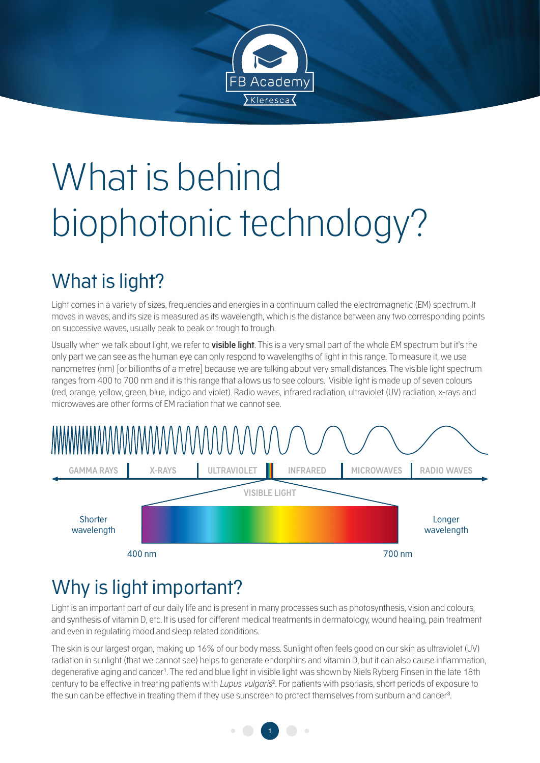# What is behind biophotonic technology?

## What is light?

Light comes in a variety of sizes, frequencies and energies in a continuum called the electromagnetic (EM) spectrum. It moves in waves, and its size is measured as its wavelength, which is the distance between any two corresponding points on successive waves, usually peak to peak or trough to trough.

Usually when we talk about light, we refer to **visible light**. This is a very small part of the whole EM spectrum but it's the only part we can see as the human eye can only respond to wavelengths of light in this range. To measure it, we use nanometres (nm) [or billionths of a metre] because we are talking about very small distances. The visible light spectrum ranges from 400 to 700 nm and it is this range that allows us to see colours. Visible light is made up of seven colours (red, orange, yellow, green, blue, indigo and violet). Radio waves, infrared radiation, ultraviolet (UV) radiation, x-rays and microwaves are other forms of EM radiation that we cannot see.

GAMMA RAYS | X-RAYS | ULTRAVIOLET | INFRARED | MICROWAVES | RADIO WAVES

VISIBLE LIGHT

Shorter wavelength — 400 nm — 700 nm — Longer wavelength

## Why is light important?

Light is an important part of our daily life and is present in many processes such as photosynthesis, vision and colours, and synthesis of vitamin D, etc. It is used for different medical treatments in dermatology, wound healing, pain treatment and even in regulating mood and sleep related conditions.

The skin is our largest organ, making up 16% of our body mass. Sunlight often feels good on our skin as ultraviolet (UV) radiation in sunlight (that we cannot see) helps to generate endorphins and vitamin D, but it can also cause inflammation, degenerative aging and cancer[1]. The red and blue light in visible light was shown by Niels Ryberg Finsen in the late 18th century to be effective in treating patients with *Lupus vulgaris*[2]. For patients with psoriasis, short periods of exposure to the sun can be effective in treating them if they use sunscreen to protect themselves from sunburn and cancer[3].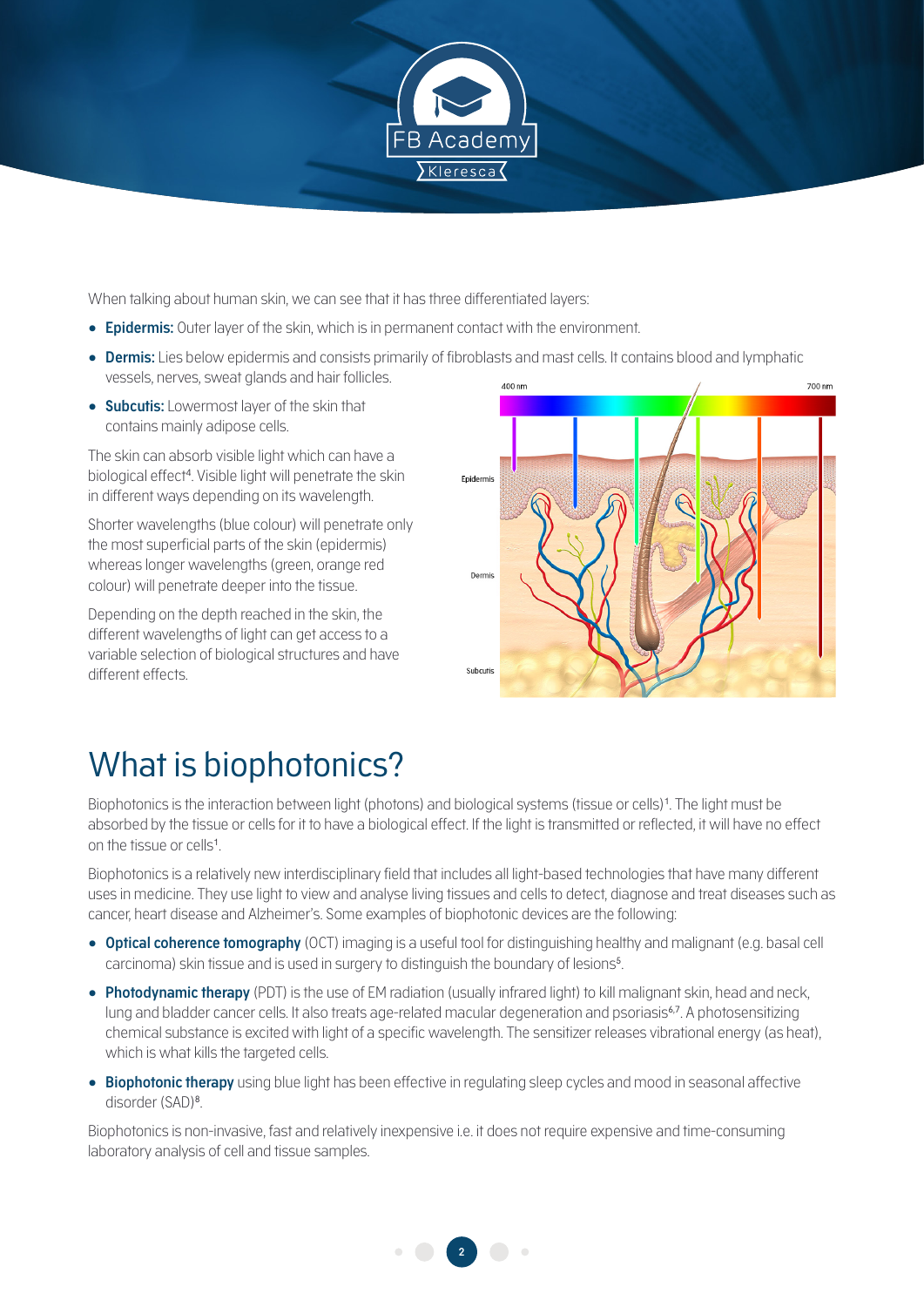When talking about human skin, we can see that it has three differentiated layers:

- **Epidermis:** Outer layer of the skin, which is in permanent contact with the environment.
- **Dermis:** Lies below epidermis and consists primarily of fibroblasts and mast cells. It contains blood and lymphatic vessels, nerves, sweat glands and hair follicles.
- **Subcutis:** Lowermost layer of the skin that contains mainly adipose cells.

The skin can absorb visible light which can have a biological effect[4]. Visible light will penetrate the skin in different ways depending on its wavelength.

Shorter wavelengths (blue colour) will penetrate only the most superficial parts of the skin (epidermis) whereas longer wavelengths (green, orange red colour) will penetrate deeper into the tissue.

Depending on the depth reached in the skin, the different wavelengths of light can get access to a variable selection of biological structures and have different effects.

# What is biophotonics?

Biophotonics is the interaction between light (photons) and biological systems (tissue or cells)[1]. The light must be absorbed by the tissue or cells for it to have a biological effect. If the light is transmitted or reflected, it will have no effect on the tissue or cells[1].

Biophotonics is a relatively new interdisciplinary field that includes all light-based technologies that have many different uses in medicine. They use light to view and analyse living tissues and cells to detect, diagnose and treat diseases such as cancer, heart disease and Alzheimer's. Some examples of biophotonic devices are the following:

- **Optical coherence tomography** (OCT) imaging is a useful tool for distinguishing healthy and malignant (e.g. basal cell carcinoma) skin tissue and is used in surgery to distinguish the boundary of lesions[5].
- **Photodynamic therapy** (PDT) is the use of EM radiation (usually infrared light) to kill malignant skin, head and neck, lung and bladder cancer cells. It also treats age-related macular degeneration and psoriasis[6,7]. A photosensitizing chemical substance is excited with light of a specific wavelength. The sensitizer releases vibrational energy (as heat), which is what kills the targeted cells.
- **Biophotonic therapy** using blue light has been effective in regulating sleep cycles and mood in seasonal affective disorder (SAD)[8].

Biophotonics is non-invasive, fast and relatively inexpensive i.e. it does not require expensive and time-consuming laboratory analysis of cell and tissue samples.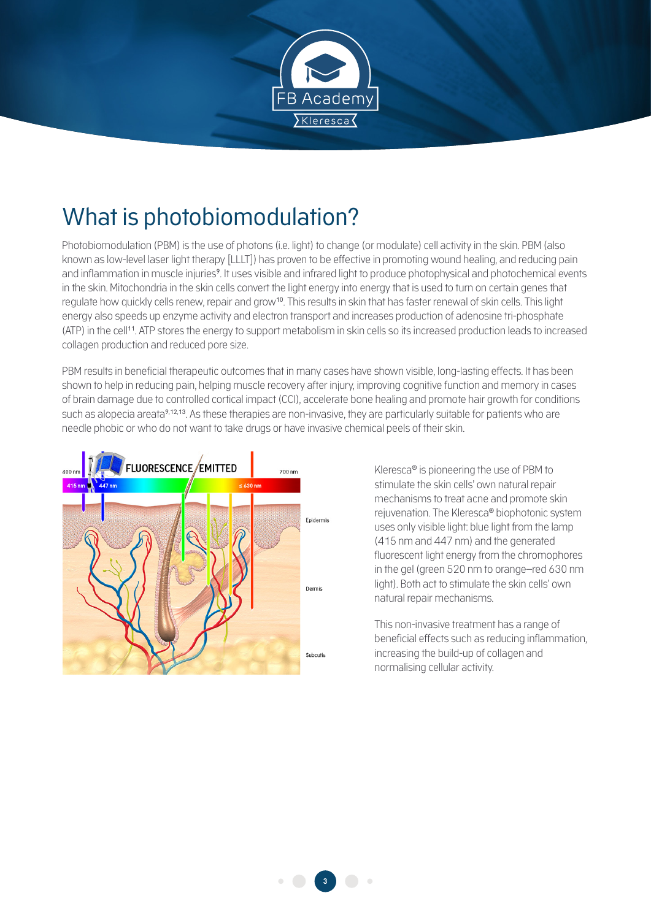# What is photobiomodulation?

Photobiomodulation (PBM) is the use of photons (i.e. light) to change (or modulate) cell activity in the skin. PBM (also known as low-level laser light therapy [LLLT]) has proven to be effective in promoting wound healing, and reducing pain and inflammation in muscle injuries[9]. It uses visible and infrared light to produce photophysical and photochemical events in the skin. Mitochondria in the skin cells convert the light energy into energy that is used to turn on certain genes that regulate how quickly cells renew, repair and grow[10]. This results in skin that has faster renewal of skin cells. This light energy also speeds up enzyme activity and electron transport and increases production of adenosine tri-phosphate (ATP) in the cell[11]. ATP stores the energy to support metabolism in skin cells so its increased production leads to increased collagen production and reduced pore size.

PBM results in beneficial therapeutic outcomes that in many cases have shown visible, long-lasting effects. It has been shown to help in reducing pain, helping muscle recovery after injury, improving cognitive function and memory in cases of brain damage due to controlled cortical impact (CCI), accelerate bone healing and promote hair growth for conditions such as alopecia areata[9,12,13]. As these therapies are non-invasive, they are particularly suitable for patients who are needle phobic or who do not want to take drugs or have invasive chemical peels of their skin.

Kleresca® is pioneering the use of PBM to stimulate the skin cells' own natural repair mechanisms to treat acne and promote skin rejuvenation. The Kleresca® biophotonic system uses only visible light: blue light from the lamp (415 nm and 447 nm) and the generated fluorescent light energy from the chromophores in the gel (green 520 nm to orange–red 630 nm light). Both act to stimulate the skin cells' own natural repair mechanisms.

This non-invasive treatment has a range of beneficial effects such as reducing inflammation, increasing the build-up of collagen and normalising cellular activity.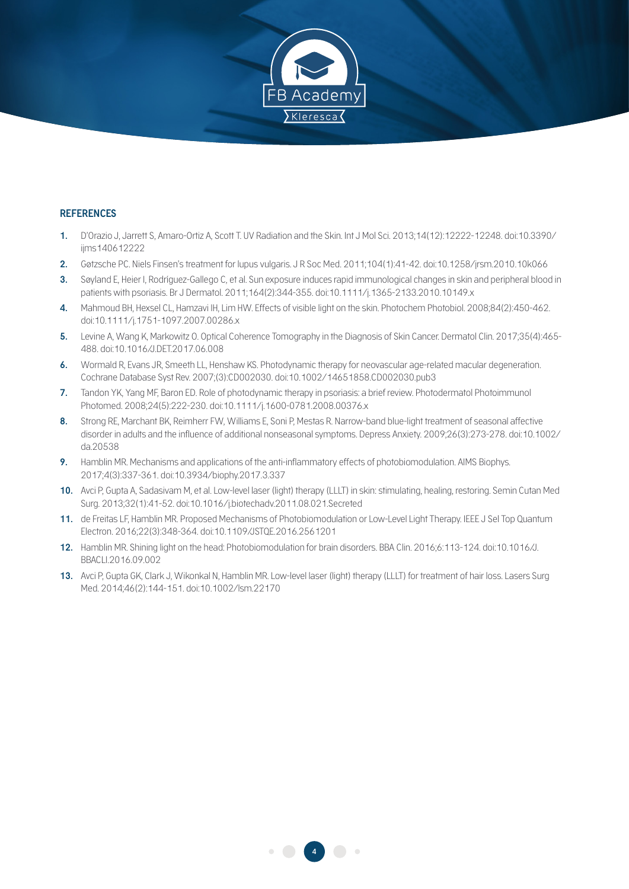## REFERENCES

1. D'Orazio J, Jarrett S, Amaro-Ortiz A, Scott T. UV Radiation and the Skin. Int J Mol Sci. 2013;14(12):12222-12248. doi:10.3390/ijms140612222
2. Gøtzsche PC. Niels Finsen's treatment for lupus vulgaris. J R Soc Med. 2011;104(1):41-42. doi:10.1258/jrsm.2010.10k066
3. Søyland E, Heier I, Rodríguez-Gallego C, et al. Sun exposure induces rapid immunological changes in skin and peripheral blood in patients with psoriasis. Br J Dermatol. 2011;164(2):344-355. doi:10.1111/j.1365-2133.2010.10149.x
4. Mahmoud BH, Hexsel CL, Hamzavi IH, Lim HW. Effects of visible light on the skin. Photochem Photobiol. 2008;84(2):450-462. doi:10.1111/j.1751-1097.2007.00286.x
5. Levine A, Wang K, Markowitz O. Optical Coherence Tomography in the Diagnosis of Skin Cancer. Dermatol Clin. 2017;35(4):465-488. doi:10.1016/J.DET.2017.06.008
6. Wormald R, Evans JR, Smeeth LL, Henshaw KS. Photodynamic therapy for neovascular age-related macular degeneration. Cochrane Database Syst Rev. 2007;(3):CD002030. doi:10.1002/14651858.CD002030.pub3
7. Tandon YK, Yang MF, Baron ED. Role of photodynamic therapy in psoriasis: a brief review. Photodermatol Photoimmunol Photomed. 2008;24(5):222-230. doi:10.1111/j.1600-0781.2008.00376.x
8. Strong RE, Marchant BK, Reimherr FW, Williams E, Soni P, Mestas R. Narrow-band blue-light treatment of seasonal affective disorder in adults and the influence of additional nonseasonal symptoms. Depress Anxiety. 2009;26(3):273-278. doi:10.1002/da.20538
9. Hamblin MR. Mechanisms and applications of the anti-inflammatory effects of photobiomodulation. AIMS Biophys. 2017;4(3):337-361. doi:10.3934/biophy.2017.3.337
10. Avci P, Gupta A, Sadasivam M, et al. Low-level laser (light) therapy (LLLT) in skin: stimulating, healing, restoring. Semin Cutan Med Surg. 2013;32(1):41-52. doi:10.1016/j.biotechadv.2011.08.021.Secreted
11. de Freitas LF, Hamblin MR. Proposed Mechanisms of Photobiomodulation or Low-Level Light Therapy. IEEE J Sel Top Quantum Electron. 2016;22(3):348-364. doi:10.1109/JSTQE.2016.2561201
12. Hamblin MR. Shining light on the head: Photobiomodulation for brain disorders. BBA Clin. 2016;6:113-124. doi:10.1016/J.BBACLI.2016.09.002
13. Avci P, Gupta GK, Clark J, Wikonkal N, Hamblin MR. Low-level laser (light) therapy (LLLT) for treatment of hair loss. Lasers Surg Med. 2014;46(2):144-151. doi:10.1002/lsm.22170